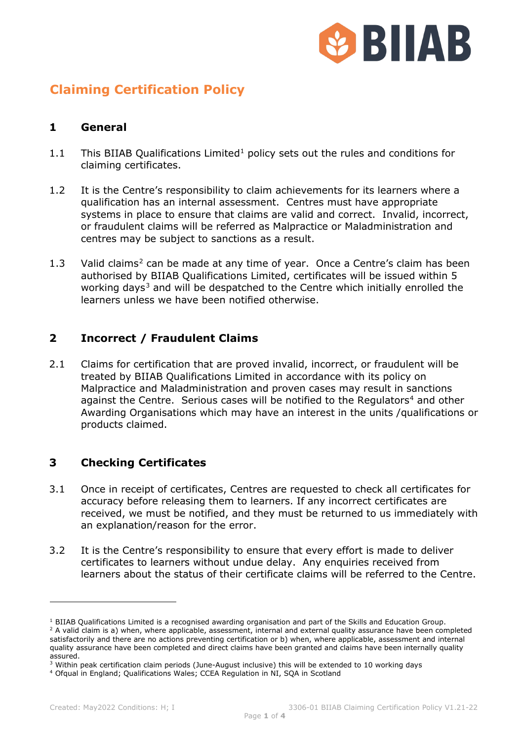# Claiming Certification Policy

## 1 General

1.1 This BIIAB Qualifications Limited[1] policy sets out the rules and conditions for claiming certificates.

1.2 It is the Centre's responsibility to claim achievements for its learners where a qualification has an internal assessment. Centres must have appropriate systems in place to ensure that claims are valid and correct. Invalid, incorrect, or fraudulent claims will be referred as Malpractice or Maladministration and centres may be subject to sanctions as a result.

1.3 Valid claims[2] can be made at any time of year. Once a Centre's claim has been authorised by BIIAB Qualifications Limited, certificates will be issued within 5 working days[3] and will be despatched to the Centre which initially enrolled the learners unless we have been notified otherwise.

## 2 Incorrect / Fraudulent Claims

2.1 Claims for certification that are proved invalid, incorrect, or fraudulent will be treated by BIIAB Qualifications Limited in accordance with its policy on Malpractice and Maladministration and proven cases may result in sanctions against the Centre. Serious cases will be notified to the Regulators[4] and other Awarding Organisations which may have an interest in the units /qualifications or products claimed.

## 3 Checking Certificates

3.1 Once in receipt of certificates, Centres are requested to check all certificates for accuracy before releasing them to learners. If any incorrect certificates are received, we must be notified, and they must be returned to us immediately with an explanation/reason for the error.

3.2 It is the Centre's responsibility to ensure that every effort is made to deliver certificates to learners without undue delay. Any enquiries received from learners about the status of their certificate claims will be referred to the Centre.

---

[1] BIIAB Qualifications Limited is a recognised awarding organisation and part of the Skills and Education Group.

[2] A valid claim is a) when, where applicable, assessment, internal and external quality assurance have been completed satisfactorily and there are no actions preventing certification or b) when, where applicable, assessment and internal quality assurance have been completed and direct claims have been granted and claims have been internally quality assured.

[3] Within peak certification claim periods (June-August inclusive) this will be extended to 10 working days

[4] Ofqual in England; Qualifications Wales; CCEA Regulation in NI, SQA in Scotland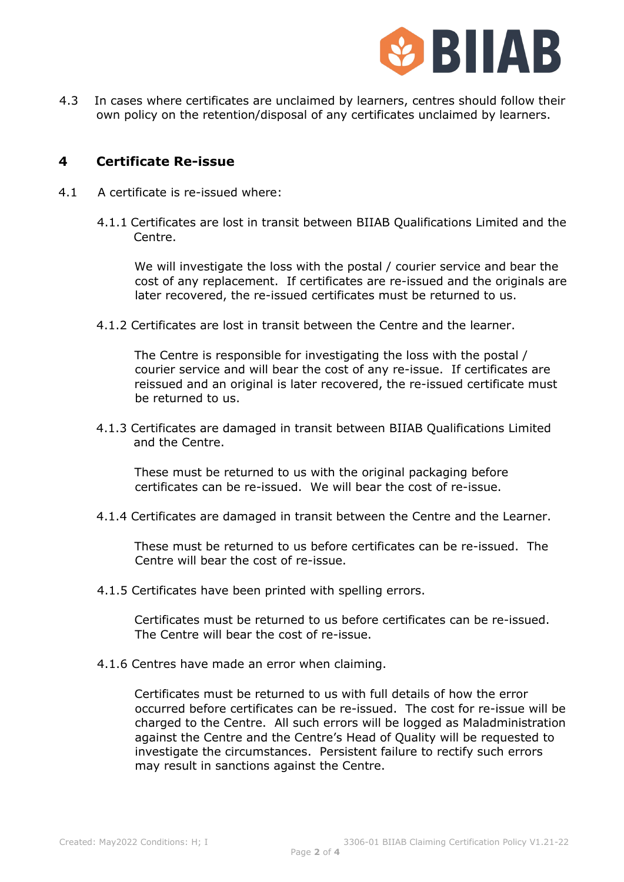4.3 In cases where certificates are unclaimed by learners, centres should follow their own policy on the retention/disposal of any certificates unclaimed by learners.

## 4 Certificate Re-issue

4.1 A certificate is re-issued where:

4.1.1 Certificates are lost in transit between BIIAB Qualifications Limited and the Centre.

We will investigate the loss with the postal / courier service and bear the cost of any replacement. If certificates are re-issued and the originals are later recovered, the re-issued certificates must be returned to us.

4.1.2 Certificates are lost in transit between the Centre and the learner.

The Centre is responsible for investigating the loss with the postal / courier service and will bear the cost of any re-issue. If certificates are reissued and an original is later recovered, the re-issued certificate must be returned to us.

4.1.3 Certificates are damaged in transit between BIIAB Qualifications Limited and the Centre.

These must be returned to us with the original packaging before certificates can be re-issued. We will bear the cost of re-issue.

4.1.4 Certificates are damaged in transit between the Centre and the Learner.

These must be returned to us before certificates can be re-issued. The Centre will bear the cost of re-issue.

4.1.5 Certificates have been printed with spelling errors.

Certificates must be returned to us before certificates can be re-issued. The Centre will bear the cost of re-issue.

4.1.6 Centres have made an error when claiming.

Certificates must be returned to us with full details of how the error occurred before certificates can be re-issued. The cost for re-issue will be charged to the Centre. All such errors will be logged as Maladministration against the Centre and the Centre's Head of Quality will be requested to investigate the circumstances. Persistent failure to rectify such errors may result in sanctions against the Centre.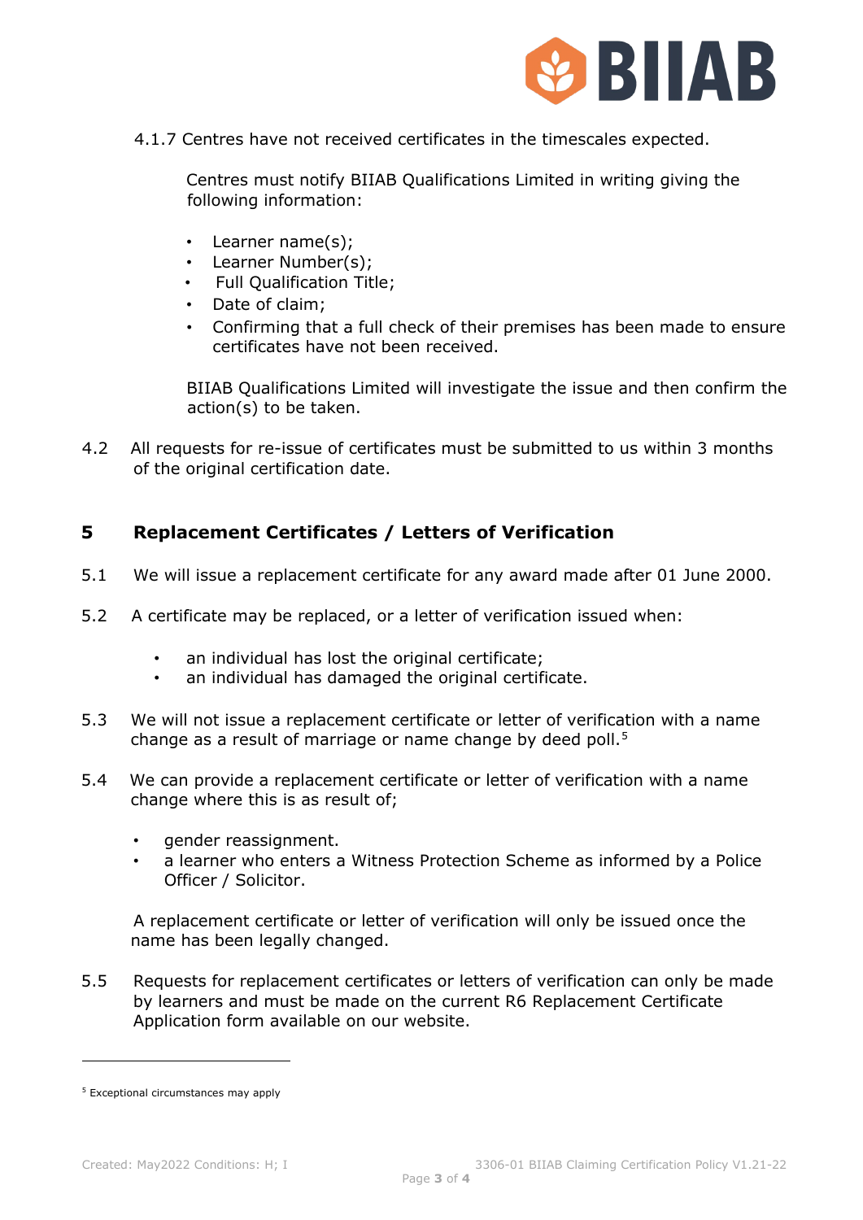4.1.7 Centres have not received certificates in the timescales expected.

Centres must notify BIIAB Qualifications Limited in writing giving the following information:

- Learner name(s);
- Learner Number(s);
- Full Qualification Title;
- Date of claim;
- Confirming that a full check of their premises has been made to ensure certificates have not been received.

BIIAB Qualifications Limited will investigate the issue and then confirm the action(s) to be taken.

4.2 All requests for re-issue of certificates must be submitted to us within 3 months of the original certification date.

## 5 Replacement Certificates / Letters of Verification

5.1 We will issue a replacement certificate for any award made after 01 June 2000.

5.2 A certificate may be replaced, or a letter of verification issued when:

- an individual has lost the original certificate;
- an individual has damaged the original certificate.

5.3 We will not issue a replacement certificate or letter of verification with a name change as a result of marriage or name change by deed poll.[5]

5.4 We can provide a replacement certificate or letter of verification with a name change where this is as result of;

- gender reassignment.
- a learner who enters a Witness Protection Scheme as informed by a Police Officer / Solicitor.

A replacement certificate or letter of verification will only be issued once the name has been legally changed.

5.5 Requests for replacement certificates or letters of verification can only be made by learners and must be made on the current R6 Replacement Certificate Application form available on our website.

---

[5] Exceptional circumstances may apply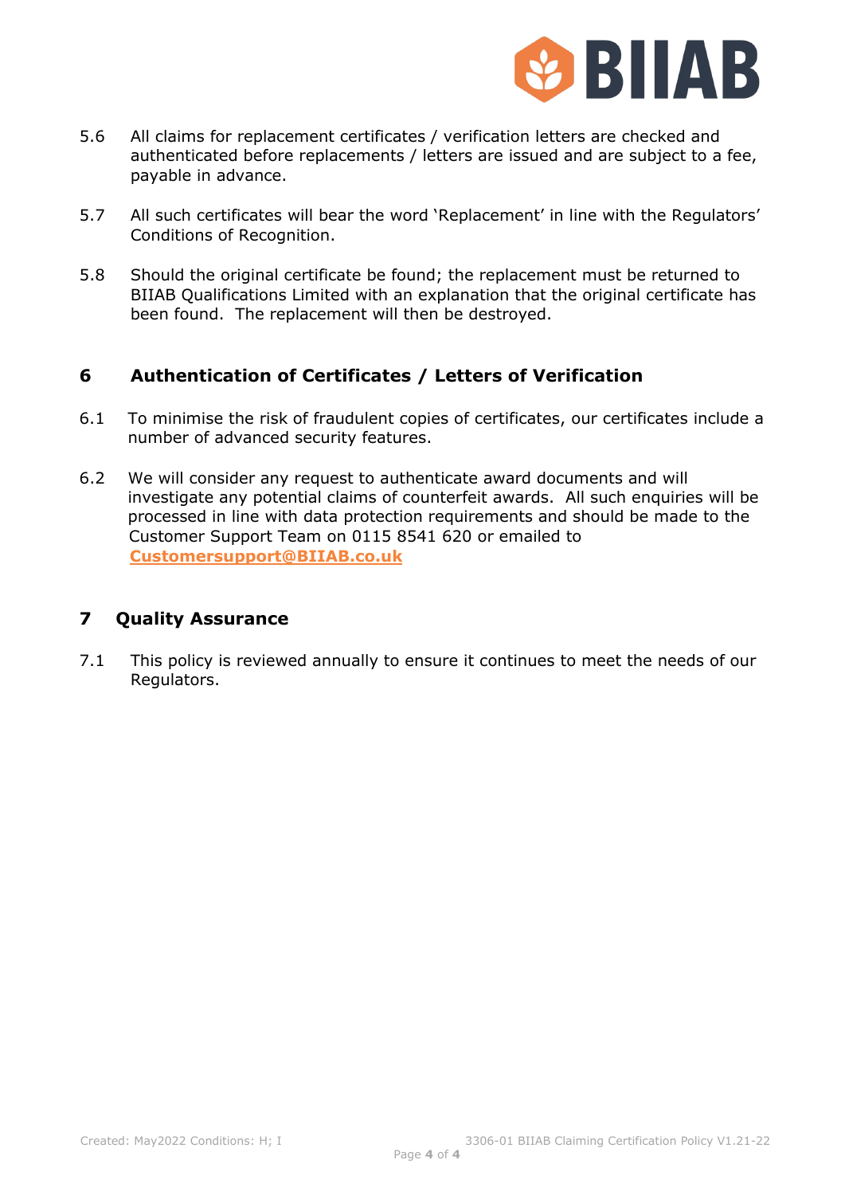5.6 All claims for replacement certificates / verification letters are checked and authenticated before replacements / letters are issued and are subject to a fee, payable in advance.

5.7 All such certificates will bear the word 'Replacement' in line with the Regulators' Conditions of Recognition.

5.8 Should the original certificate be found; the replacement must be returned to BIIAB Qualifications Limited with an explanation that the original certificate has been found. The replacement will then be destroyed.

## 6 Authentication of Certificates / Letters of Verification

6.1 To minimise the risk of fraudulent copies of certificates, our certificates include a number of advanced security features.

6.2 We will consider any request to authenticate award documents and will investigate any potential claims of counterfeit awards. All such enquiries will be processed in line with data protection requirements and should be made to the Customer Support Team on 0115 8541 620 or emailed to **Customersupport@BIIAB.co.uk**

## 7 Quality Assurance

7.1 This policy is reviewed annually to ensure it continues to meet the needs of our Regulators.